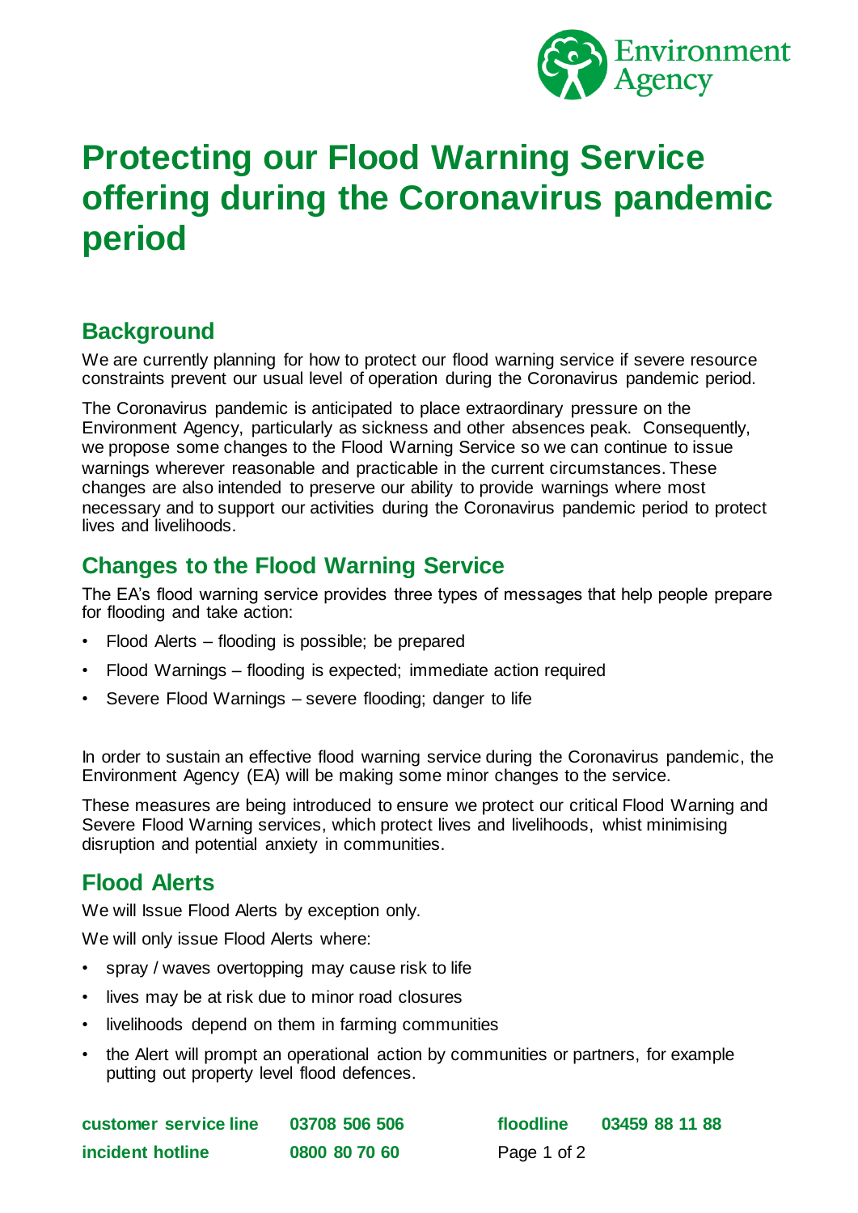# Protecting our Flood Warning Service offering during the Coronavirus pandemic period

## Background

We are currently planning for how to protect our flood warning service if severe resource constraints prevent our usual level of operation during the Coronavirus pandemic period.

The Coronavirus pandemic is anticipated to place extraordinary pressure on the Environment Agency, particularly as sickness and other absences peak. Consequently, we propose some changes to the Flood Warning Service so we can continue to issue warnings wherever reasonable and practicable in the current circumstances. These changes are also intended to preserve our ability to provide warnings where most necessary and to support our activities during the Coronavirus pandemic period to protect lives and livelihoods.

## Changes to the Flood Warning Service

The EA's flood warning service provides three types of messages that help people prepare for flooding and take action:

- Flood Alerts – flooding is possible; be prepared
- Flood Warnings – flooding is expected; immediate action required
- Severe Flood Warnings – severe flooding; danger to life

In order to sustain an effective flood warning service during the Coronavirus pandemic, the Environment Agency (EA) will be making some minor changes to the service.

These measures are being introduced to ensure we protect our critical Flood Warning and Severe Flood Warning services, which protect lives and livelihoods, whilst minimising disruption and potential anxiety in communities.

## Flood Alerts

We will Issue Flood Alerts by exception only.

We will only issue Flood Alerts where:

- spray / waves overtopping may cause risk to life
- lives may be at risk due to minor road closures
- livelihoods depend on them in farming communities
- the Alert will prompt an operational action by communities or partners, for example putting out property level flood defences.

**customer service line** **03708 506 506** **floodline** **03459 88 11 88**
**incident hotline** **0800 80 70 60**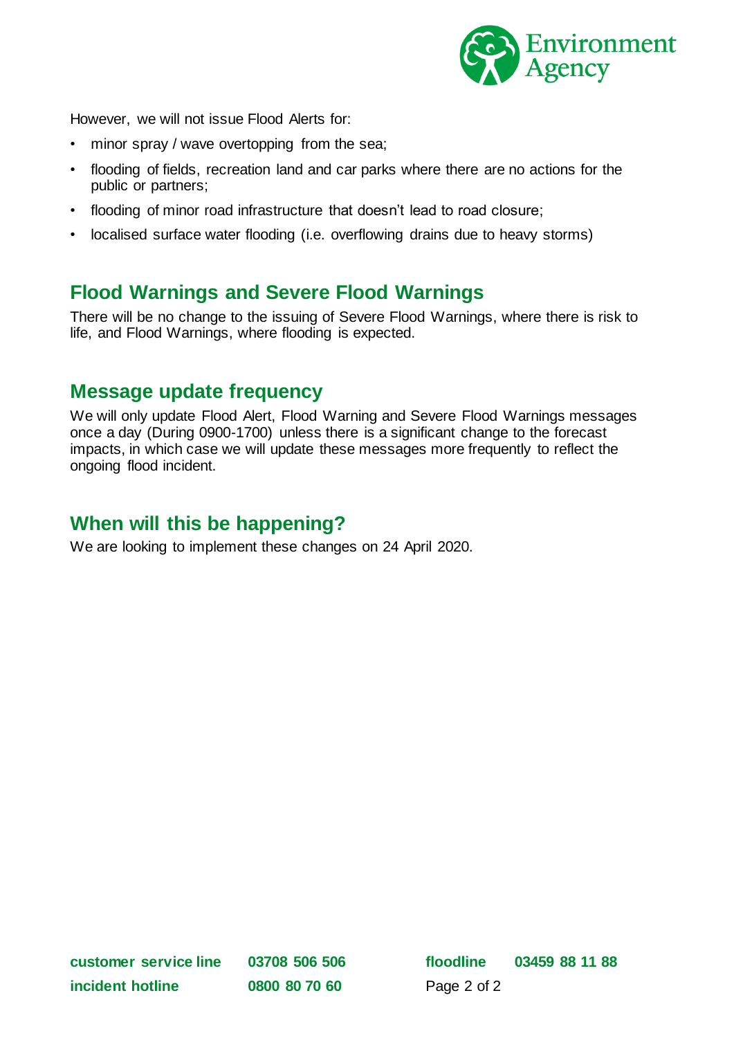However, we will not issue Flood Alerts for:

- minor spray / wave overtopping from the sea;
- flooding of fields, recreation land and car parks where there are no actions for the public or partners;
- flooding of minor road infrastructure that doesn't lead to road closure;
- localised surface water flooding (i.e. overflowing drains due to heavy storms)

## Flood Warnings and Severe Flood Warnings

There will be no change to the issuing of Severe Flood Warnings, where there is risk to life, and Flood Warnings, where flooding is expected.

## Message update frequency

We will only update Flood Alert, Flood Warning and Severe Flood Warnings messages once a day (During 0900-1700) unless there is a significant change to the forecast impacts, in which case we will update these messages more frequently to reflect the ongoing flood incident.

## When will this be happening?

We are looking to implement these changes on 24 April 2020.

**customer service line** **03708 506 506** **floodline** **03459 88 11 88**
**incident hotline** **0800 80 70 60**